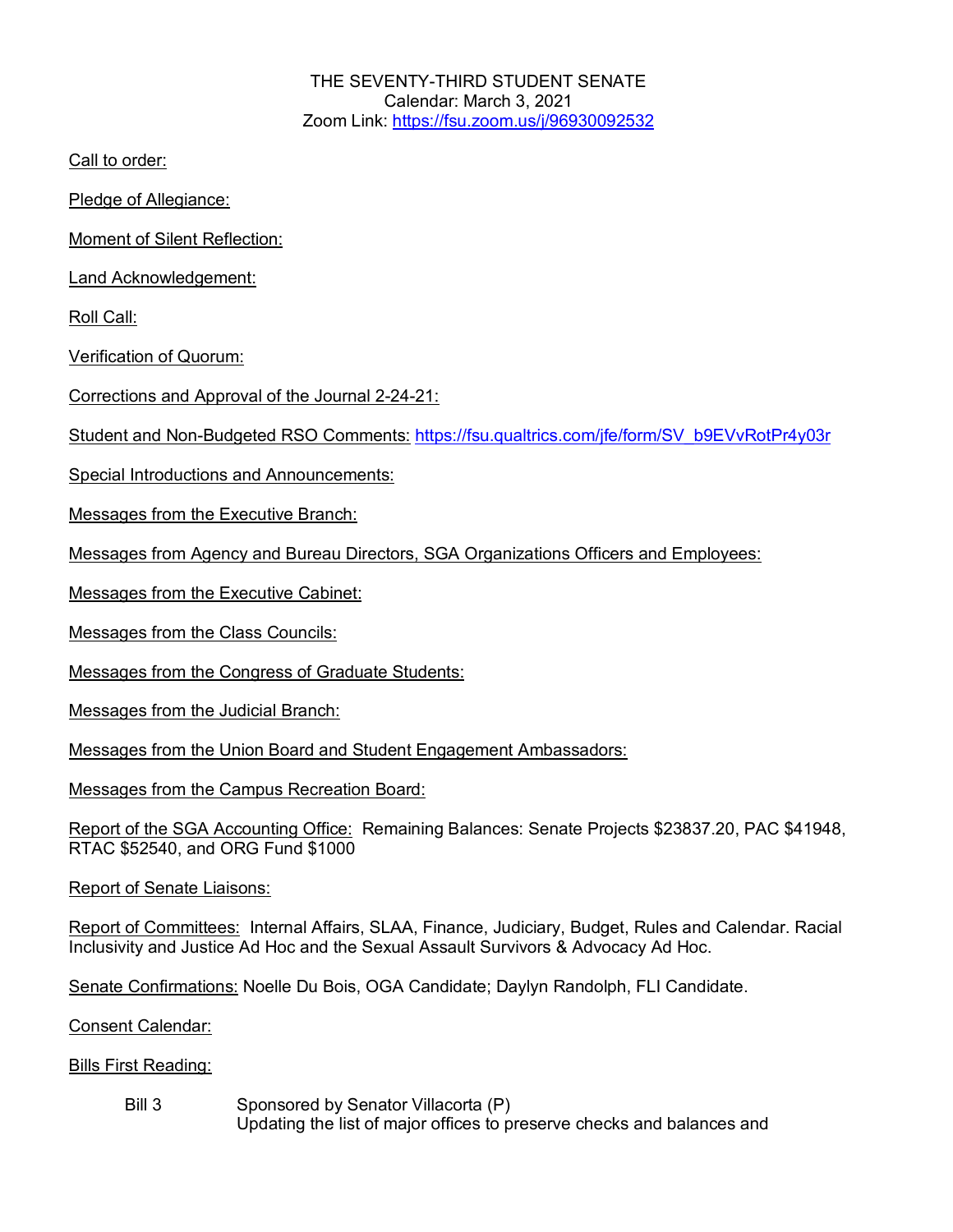THE SEVENTY-THIRD STUDENT SENATE
Calendar: March 3, 2021
Zoom Link: https://fsu.zoom.us/j/96930092532

Call to order:

Pledge of Allegiance:

Moment of Silent Reflection:

Land Acknowledgement:

Roll Call:

Verification of Quorum:

Corrections and Approval of the Journal 2-24-21:

Student and Non-Budgeted RSO Comments: https://fsu.qualtrics.com/jfe/form/SV_b9EVvRotPr4y03r

Special Introductions and Announcements:

Messages from the Executive Branch:

Messages from Agency and Bureau Directors, SGA Organizations Officers and Employees:

Messages from the Executive Cabinet:

Messages from the Class Councils:

Messages from the Congress of Graduate Students:

Messages from the Judicial Branch:

Messages from the Union Board and Student Engagement Ambassadors:

Messages from the Campus Recreation Board:

Report of the SGA Accounting Office: Remaining Balances: Senate Projects $23837.20, PAC $41948, RTAC $52540, and ORG Fund $1000

Report of Senate Liaisons:

Report of Committees: Internal Affairs, SLAA, Finance, Judiciary, Budget, Rules and Calendar. Racial Inclusivity and Justice Ad Hoc and the Sexual Assault Survivors & Advocacy Ad Hoc.

Senate Confirmations: Noelle Du Bois, OGA Candidate; Daylyn Randolph, FLI Candidate.

Consent Calendar:

Bills First Reading:

Bill 3 Sponsored by Senator Villacorta (P)
Updating the list of major offices to preserve checks and balances and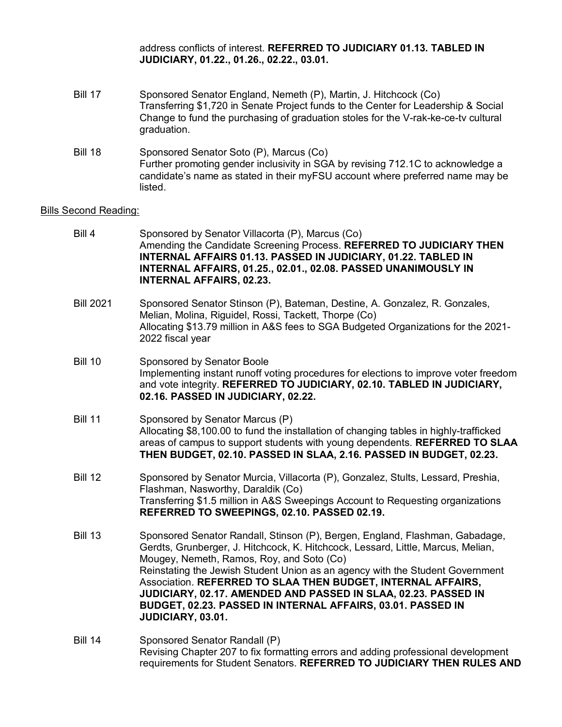address conflicts of interest. **REFERRED TO JUDICIARY 01.13. TABLED IN JUDICIARY, 01.22., 01.26., 02.22., 03.01.**

Bill 17 Sponsored Senator England, Nemeth (P), Martin, J. Hitchcock (Co)
Transferring $1,720 in Senate Project funds to the Center for Leadership & Social Change to fund the purchasing of graduation stoles for the V-rak-ke-ce-tv cultural graduation.

Bill 18 Sponsored Senator Soto (P), Marcus (Co)
Further promoting gender inclusivity in SGA by revising 712.1C to acknowledge a candidate's name as stated in their myFSU account where preferred name may be listed.

Bills Second Reading:

Bill 4 Sponsored by Senator Villacorta (P), Marcus (Co)
Amending the Candidate Screening Process. **REFERRED TO JUDICIARY THEN INTERNAL AFFAIRS 01.13. PASSED IN JUDICIARY, 01.22. TABLED IN INTERNAL AFFAIRS, 01.25., 02.01., 02.08. PASSED UNANIMOUSLY IN INTERNAL AFFAIRS, 02.23.**

Bill 2021 Sponsored Senator Stinson (P), Bateman, Destine, A. Gonzalez, R. Gonzales, Melian, Molina, Riguidel, Rossi, Tackett, Thorpe (Co)
Allocating $13.79 million in A&S fees to SGA Budgeted Organizations for the 2021-2022 fiscal year

Bill 10 Sponsored by Senator Boole
Implementing instant runoff voting procedures for elections to improve voter freedom and vote integrity. **REFERRED TO JUDICIARY, 02.10. TABLED IN JUDICIARY, 02.16. PASSED IN JUDICIARY, 02.22.**

Bill 11 Sponsored by Senator Marcus (P)
Allocating $8,100.00 to fund the installation of changing tables in highly-trafficked areas of campus to support students with young dependents. **REFERRED TO SLAA THEN BUDGET, 02.10. PASSED IN SLAA, 2.16. PASSED IN BUDGET, 02.23.**

Bill 12 Sponsored by Senator Murcia, Villacorta (P), Gonzalez, Stults, Lessard, Preshia, Flashman, Nasworthy, Daraldik (Co)
Transferring $1.5 million in A&S Sweepings Account to Requesting organizations **REFERRED TO SWEEPINGS, 02.10. PASSED 02.19.**

Bill 13 Sponsored Senator Randall, Stinson (P), Bergen, England, Flashman, Gabadage, Gerdts, Grunberger, J. Hitchcock, K. Hitchcock, Lessard, Little, Marcus, Melian, Mougey, Nemeth, Ramos, Roy, and Soto (Co)
Reinstating the Jewish Student Union as an agency with the Student Government Association. **REFERRED TO SLAA THEN BUDGET, INTERNAL AFFAIRS, JUDICIARY, 02.17. AMENDED AND PASSED IN SLAA, 02.23. PASSED IN BUDGET, 02.23. PASSED IN INTERNAL AFFAIRS, 03.01. PASSED IN JUDICIARY, 03.01.**

Bill 14 Sponsored Senator Randall (P)
Revising Chapter 207 to fix formatting errors and adding professional development requirements for Student Senators. **REFERRED TO JUDICIARY THEN RULES AND**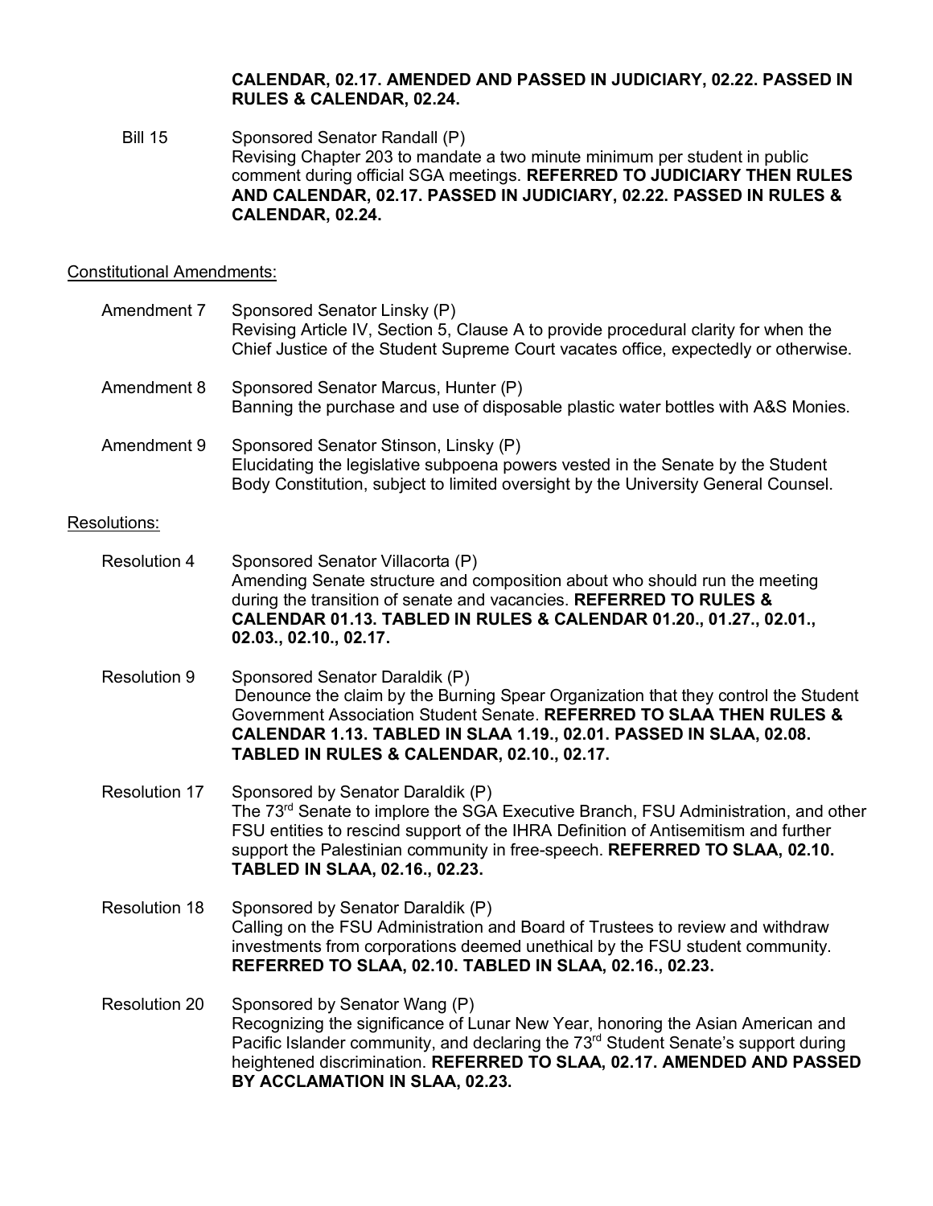**CALENDAR, 02.17. AMENDED AND PASSED IN JUDICIARY, 02.22. PASSED IN RULES & CALENDAR, 02.24.**

Bill 15 — Sponsored Senator Randall (P)
Revising Chapter 203 to mandate a two minute minimum per student in public comment during official SGA meetings. **REFERRED TO JUDICIARY THEN RULES AND CALENDAR, 02.17. PASSED IN JUDICIARY, 02.22. PASSED IN RULES & CALENDAR, 02.24.**

Constitutional Amendments:

Amendment 7 — Sponsored Senator Linsky (P)
Revising Article IV, Section 5, Clause A to provide procedural clarity for when the Chief Justice of the Student Supreme Court vacates office, expectedly or otherwise.

Amendment 8 — Sponsored Senator Marcus, Hunter (P)
Banning the purchase and use of disposable plastic water bottles with A&S Monies.

Amendment 9 — Sponsored Senator Stinson, Linsky (P)
Elucidating the legislative subpoena powers vested in the Senate by the Student Body Constitution, subject to limited oversight by the University General Counsel.

Resolutions:

Resolution 4 — Sponsored Senator Villacorta (P)
Amending Senate structure and composition about who should run the meeting during the transition of senate and vacancies. **REFERRED TO RULES & CALENDAR 01.13. TABLED IN RULES & CALENDAR 01.20., 01.27., 02.01., 02.03., 02.10., 02.17.**

Resolution 9 — Sponsored Senator Daraldik (P)
Denounce the claim by the Burning Spear Organization that they control the Student Government Association Student Senate. **REFERRED TO SLAA THEN RULES & CALENDAR 1.13. TABLED IN SLAA 1.19., 02.01. PASSED IN SLAA, 02.08. TABLED IN RULES & CALENDAR, 02.10., 02.17.**

Resolution 17 — Sponsored by Senator Daraldik (P)
The 73rd Senate to implore the SGA Executive Branch, FSU Administration, and other FSU entities to rescind support of the IHRA Definition of Antisemitism and further support the Palestinian community in free-speech. **REFERRED TO SLAA, 02.10. TABLED IN SLAA, 02.16., 02.23.**

Resolution 18 — Sponsored by Senator Daraldik (P)
Calling on the FSU Administration and Board of Trustees to review and withdraw investments from corporations deemed unethical by the FSU student community. **REFERRED TO SLAA, 02.10. TABLED IN SLAA, 02.16., 02.23.**

Resolution 20 — Sponsored by Senator Wang (P)
Recognizing the significance of Lunar New Year, honoring the Asian American and Pacific Islander community, and declaring the 73rd Student Senate's support during heightened discrimination. **REFERRED TO SLAA, 02.17. AMENDED AND PASSED BY ACCLAMATION IN SLAA, 02.23.**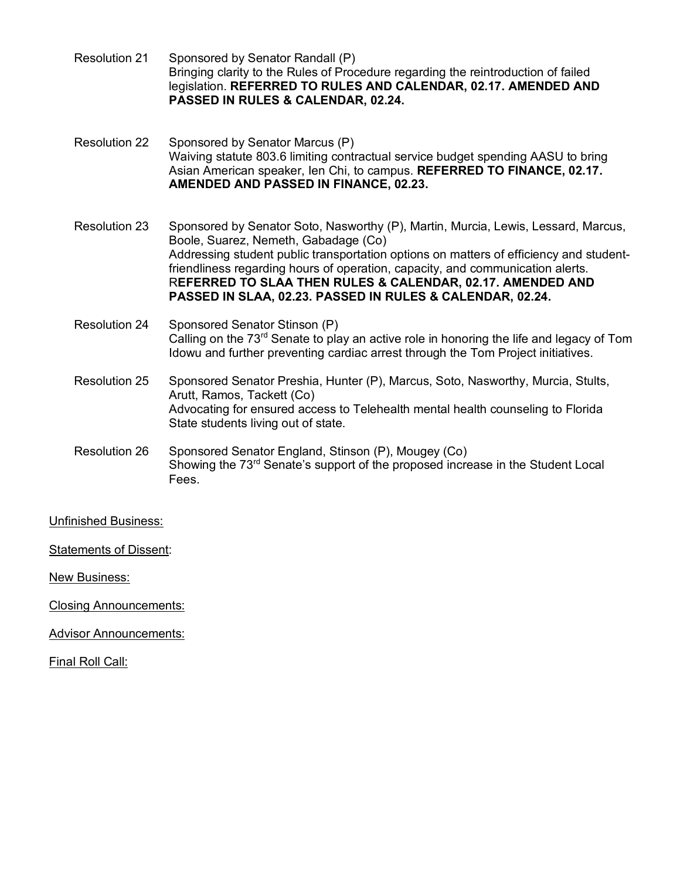Resolution 21 Sponsored by Senator Randall (P)
Bringing clarity to the Rules of Procedure regarding the reintroduction of failed legislation. **REFERRED TO RULES AND CALENDAR, 02.17. AMENDED AND PASSED IN RULES & CALENDAR, 02.24.**

Resolution 22 Sponsored by Senator Marcus (P)
Waiving statute 803.6 limiting contractual service budget spending AASU to bring Asian American speaker, Ien Chi, to campus. **REFERRED TO FINANCE, 02.17. AMENDED AND PASSED IN FINANCE, 02.23.**

Resolution 23 Sponsored by Senator Soto, Nasworthy (P), Martin, Murcia, Lewis, Lessard, Marcus, Boole, Suarez, Nemeth, Gabadage (Co)
Addressing student public transportation options on matters of efficiency and student-friendliness regarding hours of operation, capacity, and communication alerts. R**EFERRED TO SLAA THEN RULES & CALENDAR, 02.17. AMENDED AND PASSED IN SLAA, 02.23. PASSED IN RULES & CALENDAR, 02.24.**

Resolution 24 Sponsored Senator Stinson (P)
Calling on the 73rd Senate to play an active role in honoring the life and legacy of Tom Idowu and further preventing cardiac arrest through the Tom Project initiatives.

Resolution 25 Sponsored Senator Preshia, Hunter (P), Marcus, Soto, Nasworthy, Murcia, Stults, Arutt, Ramos, Tackett (Co)
Advocating for ensured access to Telehealth mental health counseling to Florida State students living out of state.

Resolution 26 Sponsored Senator England, Stinson (P), Mougey (Co)
Showing the 73rd Senate's support of the proposed increase in the Student Local Fees.

Unfinished Business:

Statements of Dissent:

New Business:

Closing Announcements:

Advisor Announcements:

Final Roll Call: